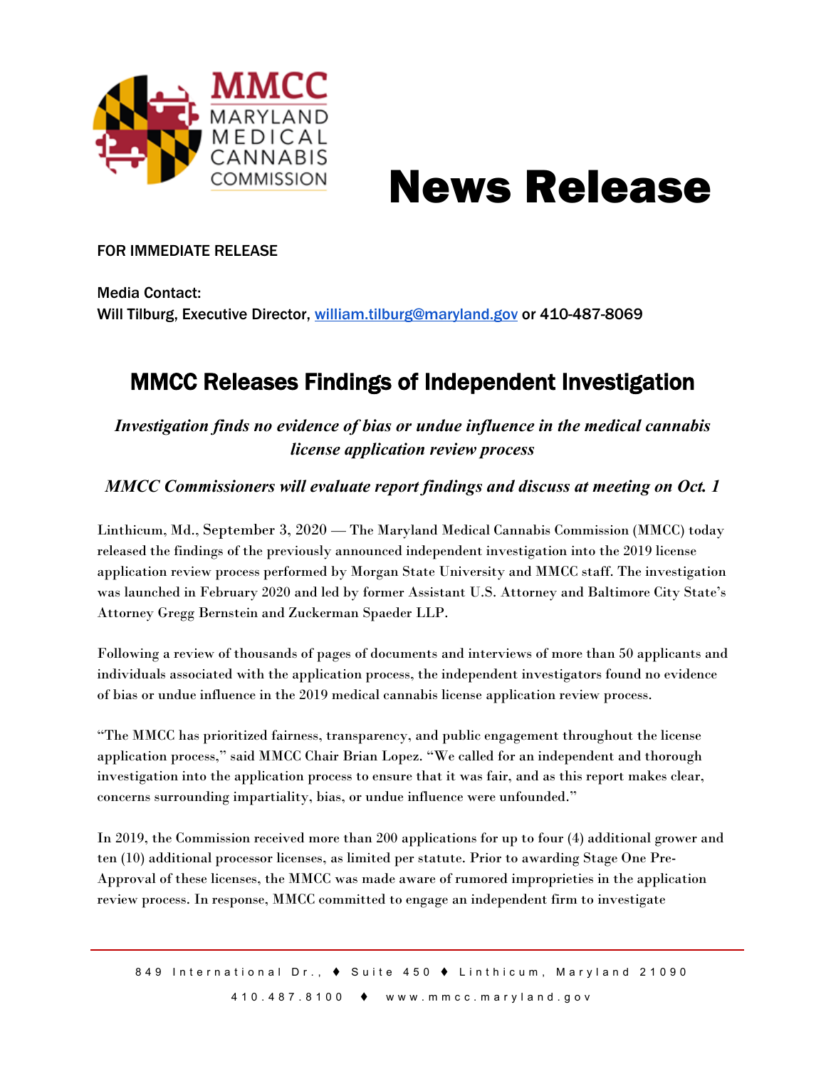MMCC
MARYLAND MEDICAL CANNABIS COMMISSION

# News Release

FOR IMMEDIATE RELEASE

Media Contact:
Will Tilburg, Executive Director, william.tilburg@maryland.gov or 410-487-8069

## MMCC Releases Findings of Independent Investigation

***Investigation finds no evidence of bias or undue influence in the medical cannabis license application review process***

***MMCC Commissioners will evaluate report findings and discuss at meeting on Oct. 1***

Linthicum, Md., September 3, 2020 — The Maryland Medical Cannabis Commission (MMCC) today released the findings of the previously announced independent investigation into the 2019 license application review process performed by Morgan State University and MMCC staff. The investigation was launched in February 2020 and led by former Assistant U.S. Attorney and Baltimore City State's Attorney Gregg Bernstein and Zuckerman Spaeder LLP.

Following a review of thousands of pages of documents and interviews of more than 50 applicants and individuals associated with the application process, the independent investigators found no evidence of bias or undue influence in the 2019 medical cannabis license application review process.

"The MMCC has prioritized fairness, transparency, and public engagement throughout the license application process," said MMCC Chair Brian Lopez. "We called for an independent and thorough investigation into the application process to ensure that it was fair, and as this report makes clear, concerns surrounding impartiality, bias, or undue influence were unfounded."

In 2019, the Commission received more than 200 applications for up to four (4) additional grower and ten (10) additional processor licenses, as limited per statute. Prior to awarding Stage One Pre-Approval of these licenses, the MMCC was made aware of rumored improprieties in the application review process. In response, MMCC committed to engage an independent firm to investigate

849 International Dr., ♦ Suite 450 ♦ Linthicum, Maryland 21090
410.487.8100 ♦ www.mmcc.maryland.gov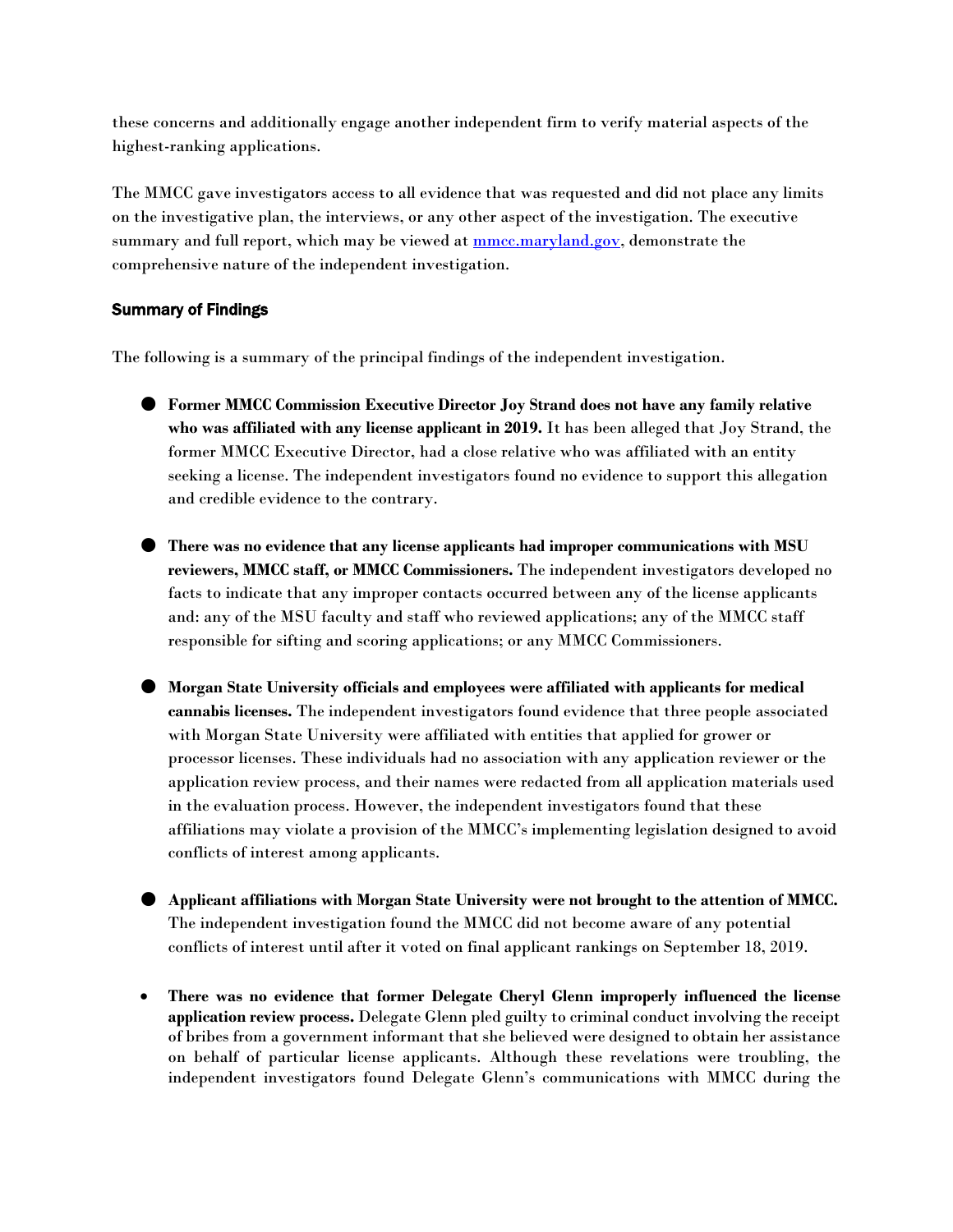these concerns and additionally engage another independent firm to verify material aspects of the highest-ranking applications.

The MMCC gave investigators access to all evidence that was requested and did not place any limits on the investigative plan, the interviews, or any other aspect of the investigation. The executive summary and full report, which may be viewed at [mmcc.maryland.gov](mmcc.maryland.gov), demonstrate the comprehensive nature of the independent investigation.

### Summary of Findings

The following is a summary of the principal findings of the independent investigation.

- **Former MMCC Commission Executive Director Joy Strand does not have any family relative who was affiliated with any license applicant in 2019.** It has been alleged that Joy Strand, the former MMCC Executive Director, had a close relative who was affiliated with an entity seeking a license. The independent investigators found no evidence to support this allegation and credible evidence to the contrary.

- **There was no evidence that any license applicants had improper communications with MSU reviewers, MMCC staff, or MMCC Commissioners.** The independent investigators developed no facts to indicate that any improper contacts occurred between any of the license applicants and: any of the MSU faculty and staff who reviewed applications; any of the MMCC staff responsible for sifting and scoring applications; or any MMCC Commissioners.

- **Morgan State University officials and employees were affiliated with applicants for medical cannabis licenses.** The independent investigators found evidence that three people associated with Morgan State University were affiliated with entities that applied for grower or processor licenses. These individuals had no association with any application reviewer or the application review process, and their names were redacted from all application materials used in the evaluation process. However, the independent investigators found that these affiliations may violate a provision of the MMCC's implementing legislation designed to avoid conflicts of interest among applicants.

- **Applicant affiliations with Morgan State University were not brought to the attention of MMCC.** The independent investigation found the MMCC did not become aware of any potential conflicts of interest until after it voted on final applicant rankings on September 18, 2019.

- **There was no evidence that former Delegate Cheryl Glenn improperly influenced the license application review process.** Delegate Glenn pled guilty to criminal conduct involving the receipt of bribes from a government informant that she believed were designed to obtain her assistance on behalf of particular license applicants. Although these revelations were troubling, the independent investigators found Delegate Glenn's communications with MMCC during the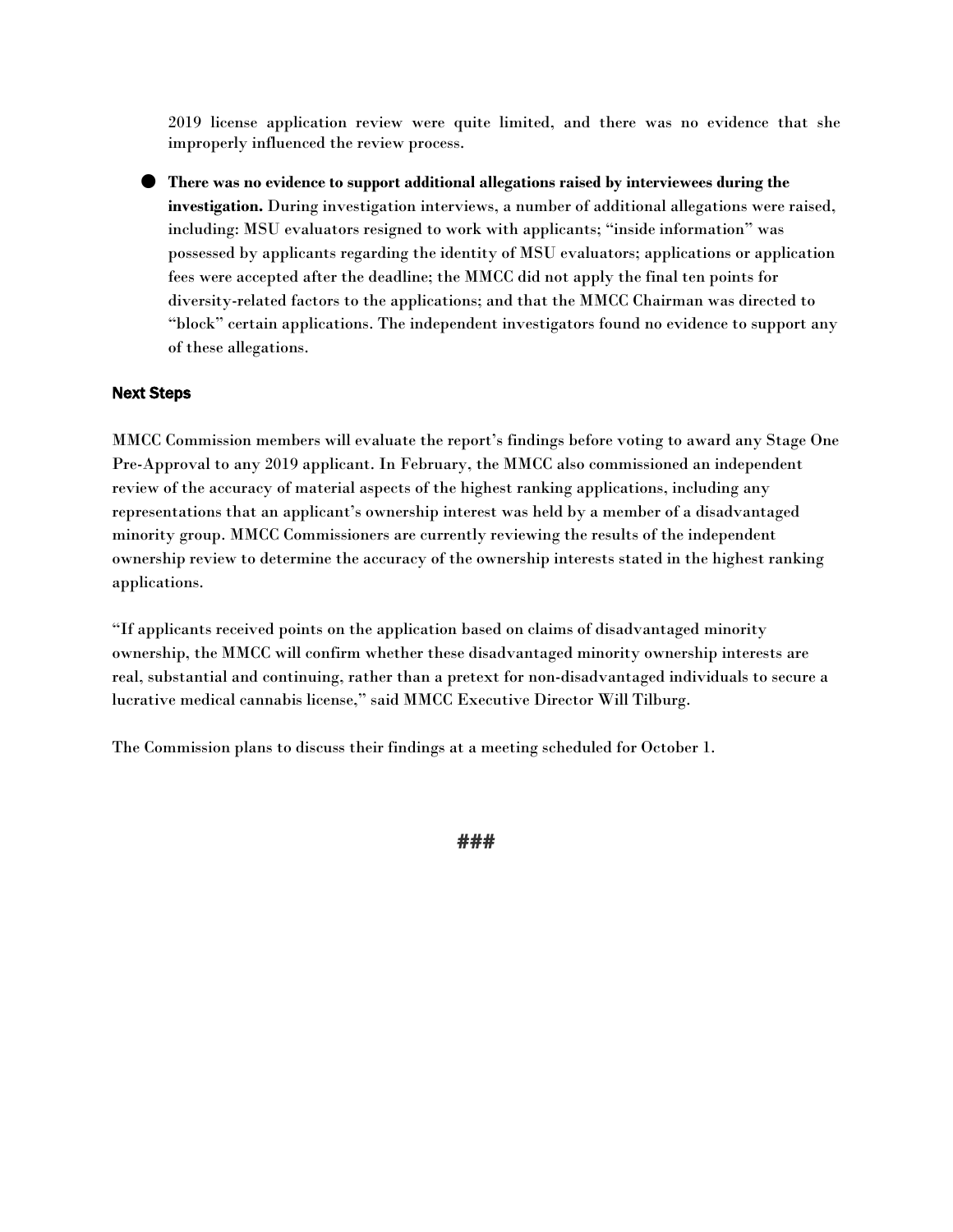2019 license application review were quite limited, and there was no evidence that she improperly influenced the review process.

- **There was no evidence to support additional allegations raised by interviewees during the investigation.** During investigation interviews, a number of additional allegations were raised, including: MSU evaluators resigned to work with applicants; "inside information" was possessed by applicants regarding the identity of MSU evaluators; applications or application fees were accepted after the deadline; the MMCC did not apply the final ten points for diversity-related factors to the applications; and that the MMCC Chairman was directed to "block" certain applications. The independent investigators found no evidence to support any of these allegations.

### Next Steps

MMCC Commission members will evaluate the report's findings before voting to award any Stage One Pre-Approval to any 2019 applicant. In February, the MMCC also commissioned an independent review of the accuracy of material aspects of the highest ranking applications, including any representations that an applicant's ownership interest was held by a member of a disadvantaged minority group. MMCC Commissioners are currently reviewing the results of the independent ownership review to determine the accuracy of the ownership interests stated in the highest ranking applications.

"If applicants received points on the application based on claims of disadvantaged minority ownership, the MMCC will confirm whether these disadvantaged minority ownership interests are real, substantial and continuing, rather than a pretext for non-disadvantaged individuals to secure a lucrative medical cannabis license," said MMCC Executive Director Will Tilburg.

The Commission plans to discuss their findings at a meeting scheduled for October 1.

###